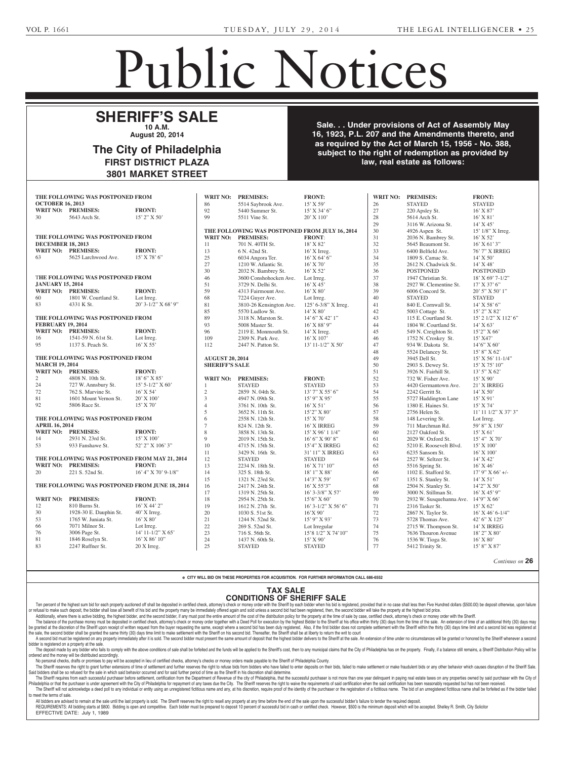# Public Notices

## SHERIFF'S SALE

**10 A.M.**
**August 20, 2014**

### The City of Philadelphia
**FIRST DISTRICT PLAZA**
**3801 MARKET STREET**

**Sale. . . Under provisions of Act of Assembly May 16, 1923, P.L. 207 and the Amendments thereto, and as required by the Act of March 15, 1956 - No. 388, subject to the right of redemption as provided by law, real estate as follows:**

**THE FOLLOWING WAS POSTPONED FROM OCTOBER 16, 2013**

| WRIT NO: | PREMISES: | FRONT: |
|---|---|---|
| 30 | 5643 Arch St. | 15' 2" X 50' |

**THE FOLLOWING WAS POSTPONED FROM DECEMBER 18, 2013**

| WRIT NO: | PREMISES: | FRONT: |
|---|---|---|
| 63 | 5625 Larchwood Ave. | 15' X 78' 6" |

**THE FOLLOWING WAS POSTPONED FROM JANUARY 15, 2014**

| WRIT NO: | PREMISES: | FRONT: |
|---|---|---|
| 60 | 1801 W. Courtland St. | Lot Irreg. |
| 83 | 4331 K St. | 20' 3-1/2" X 68' 9" |

**THE FOLLOWING WAS POSTPONED FROM FEBRUARY 19, 2014**

| WRIT NO: | PREMISES: | FRONT: |
|---|---|---|
| 16 | 1541-59 N. 61st St. | Lot Irreg. |
| 95 | 1137 S. Peach St. | 16' X 55' |

**THE FOLLOWING WAS POSTPONED FROM MARCH 19, 2014**

| WRIT NO: | PREMISES: | FRONT: |
|---|---|---|
| 2 | 4808 N. 10th St. | 18' 6" X 85' |
| 24 | 727 W. Annsbury St. | 15' 5-1/2" X 60' |
| 72 | 762 S. Marvine St. | 16' X 54' |
| 81 | 1601 Mount Vernon St. | 20' X 100' |
| 92 | 5806 Race St. | 15' X 70' |

**THE FOLLOWING WAS POSTPONED FROM APRIL 16, 2014**

| WRIT NO: | PREMISES: | FRONT: |
|---|---|---|
| 14 | 2931 N. 23rd St. | 15' X 100' |
| 53 | 933 Fanshawe St. | 52' 2" X 106' 3" |

**THE FOLLOWING WAS POSTPONED FROM MAY 21, 2014**

| WRIT NO: | PREMISES: | FRONT: |
|---|---|---|
| 20 | 221 S. 52nd St. | 16' 4" X 70' 9-1/8" |

**THE FOLLOWING WAS POSTPONED FROM JUNE 18, 2014**

| WRIT NO: | PREMISES: | FRONT: |
|---|---|---|
| 12 | 810 Burns St. | 16' X 44' 2" |
| 30 | 1928-30 E. Dauphin St. | 40' X Irreg. |
| 53 | 1765 W. Juniata St. | 16' X 80' |
| 66 | 7071 Milnor St. | Lot Irreg. |
| 76 | 3006 Page St. | 14' 11-1/2" X 65' |
| 81 | 1846 Roselyn St. | 16' X 86' 10" |
| 83 | 2247 Ruffner St. | 20 X Irreg. |
| 86 | 5514 Saybrook Ave. | 15' X 59' |
| 92 | 5440 Summer St. | 15' X 34' 6" |
| 99 | 5511 Vine St. | 20' X 110' |

**THE FOLLOWING WAS POSTPONED FROM JULY 16, 2014**

| WRIT NO: | PREMISES: | FRONT: |
|---|---|---|
| 11 | 701 N. 40TH St. | 18' X 82' |
| 13 | 6 N. 42nd St. | 16' X Irreg. |
| 25 | 6034 Angora Ter. | 16' X 64' 6" |
| 27 | 1210 W. Atlantic St. | 16' X 70' |
| 30 | 2032 N. Bambrey St. | 16' X 52' |
| 46 | 3600 Conshohocken Ave. | Lot Irreg. |
| 51 | 3729 N. Delhi St. | 16' X 45' |
| 59 | 4313 Fairmount Ave. | 16' X 80' |
| 68 | 7224 Guyer Ave. | Lot Irreg. |
| 81 | 3810-26 Kensington Ave. | 125' 6-3/8" X Irreg. |
| 85 | 5570 Ludlow St. | 14' X 80' |
| 89 | 3118 N. Marston St. | 14' 6" X 42' 1" |
| 93 | 5008 Master St. | 16' X 88' 9" |
| 96 | 2119 E. Monmouth St. | 14' X Irreg. |
| 109 | 2309 N. Park Ave. | 16' X 107' |
| 112 | 2447 N. Patton St. | 13' 11-1/2" X 50' |

**AUGUST 20, 2014**
**SHERIFF'S SALE**

| WRIT NO: | PREMISES: | FRONT: |
|---|---|---|
| 1 | STAYED | STAYED |
| 2 | 2859 N. 04th St. | 13' 7" X 55' 6" |
| 3 | 4947 N. 09th St. | 15' 9" X 95' |
| 4 | 3761 N. 10th St. | 16' X 51' |
| 5 | 3652 N. 11th St. | 15'2" X 80' |
| 6 | 2558 N. 12th St. | 15' X 70' |
| 7 | 824 N. 12th St. | 16' X IRREG |
| 8 | 3858 N. 13th St. | 15' X 96' 1 1/4" |
| 9 | 2019 N. 15th St. | 16' 6" X 90' 8" |
| 10 | 4715 N. 15th St. | 15'4" X IRREG |
| 11 | 3429 N. 16th St. | 31' 11" X IRREG |
| 12 | STAYED | STAYED |
| 13 | 2234 N. 18th St. | 16' X 71' 10" |
| 14 | 325 S. 18th St. | 18' 1" X 88' |
| 15 | 1321 N. 23rd St. | 14'3" X 59' |
| 16 | 2417 N. 24th St. | 16' X 55'3" |
| 17 | 1319 N. 25th St. | 16' 3-3/8" X 57' |
| 18 | 2954 N. 25th St. | 15'6" X 60' |
| 19 | 1612 N. 27th St. | 16' 3-1/2" X 56' 6" |
| 20 | 1030 S. 51st St. | 16'X 90' |
| 21 | 1244 N. 52nd St. | 15' 9" X 93' |
| 22 | 269 S. 52nd St. | Lot Irregular |
| 23 | 716 S. 56th St. | 15'8 1/2" X 74'10" |
| 24 | 1437 N. 60th St. | 15' X 90' |
| 25 | STAYED | STAYED |
| 26 | STAYED | STAYED |
| 27 | 220 Apsley St. | 16' X 87' |
| 28 | 5614 Arch St. | 16' X 81' |
| 29 | 3116 W. Arizona St. | 14' X 45' |
| 30 | 4926 Aspen St. | 15' 1/8" X Irreg. |
| 31 | 2036 N. Bambrey St. | 16' X 52' |
| 32 | 5645 Beaumont St. | 16' X 61' 3" |
| 33 | 6400 Belfield Ave. | 76' 7" X IRREG |
| 34 | 1809 S. Camac St. | 14' X 50' |
| 35 | 2612 N. Chadwick St. | 14' X 48' |
| 36 | POSTPONED | POSTPONED |
| 37 | 1947 Christian St. | 18' X 69' 7-1/2" |
| 38 | 2927 W. Clementine St. | 17' X 37' 6" |
| 39 | 6006 Concord St. | 20' 5" X 50' 1" |
| 40 | STAYED | STAYED |
| 41 | 840 E. Cornwall St. | 14' X 58' 6" |
| 42 | 5003 Cottage St. | 15' 2" X 82' |
| 43 | 115 E. Courtland St. | 15' 2 1/2" X 112' 6" |
| 44 | 1804 W. Courtland St. | 14' X 63' |
| 45 | 549 N. Creighton St. | 15'2" X 66' |
| 46 | 1752 N. Croskey St. | 15' X47' |
| 47 | 934 W. Dakota St. | 14'6" X 60' |
| 48 | 5524 Delancey St. | 15' 8" X 62' |
| 49 | 3945 Dell St. | 15' X 56' 11-1/4" |
| 50 | 2903 S. Dewey St. | 15' X 75' 10" |
| 51 | 3926 N. Fairhill St. | 13' 5" X 62' |
| 52 | 732 W. Fisher Ave. | 15' X 90' |
| 53 | 4420 Germantown Ave. | 21' X IRREG |
| 54 | 2242 Gerritt St. | 14' X 50' |
| 55 | 5727 Haddington Lane | 15' X 91' |
| 56 | 1380 E. Haines St. | 15' X 74' |
| 57 | 2756 Helen St. | 11' 11 1/2" X 37' 3" |
| 58 | 148 Levering St. | Lot Irreg. |
| 59 | 711 Marchman Rd. | 59' 8" X 150' |
| 60 | 2127 Oakford St. | 15' X 61' |
| 61 | 2029 W. Oxford St. | 15' 4" X 70' |
| 62 | 5210 E. Roosevelt Blvd. | 15' X 100' |
| 63 | 6235 Sansom St. | 16' X 100' |
| 64 | 2527 W. Seltzer St. | 14' X 42' |
| 65 | 5516 Spring St. | 16' X 46' |
| 66 | 1102 E. Stafford St. | 17' 9" X 66' +/- |
| 67 | 1351 S. Stanley St. | 14' X 51' |
| 68 | 2504 N. Stanley St. | 14'2" X 50' |
| 69 | 3000 N. Stillman St. | 16' X 45' 9" |
| 70 | 2932 W. Susquehanna Ave. | 14'9" X 66' |
| 71 | 2316 Tasker St. | 15' X 62' |
| 72 | 2867 N. Taylor St. | 16' X 46' 6-1/4" |
| 73 | 5728 Thomas Ave. | 42' 6" X 125' |
| 74 | 2715 W. Thompson St. | 14' X IRREG |
| 75 | 7636 Thouron Avenue | 18' 2" X 80' |
| 76 | 1536 W. Tioga St. | 16' X 80' |
| 77 | 5412 Trinity St. | 15' 8" X 87' |

*Continues on* **26**

**e CITY WILL BID ON THESE PROPERTIES FOR ACQUISITION. FOR FURTHER INFORMATION CALL 686-6552**

## TAX SALE
## CONDITIONS OF SHERIFF SALE

Ten percent of the highest sum bid for each property auctioned off shall be deposited in certified check, attorney's check or money order with the Sheriff by each bidder when his bid is registered, provided that in no case shall less then Five Hundred dollars ($500.00) be deposit otherwise, upon failure or refusal to make such deposit, the bidder shall lose all benefit of his bid and the property many be immediately offered again and sold unless a second bid had been registered, then, the second bidder will take the property at the highest bid price.

Additionally, where there is active bidding, the highest bidder, and the second bidder, if any must post the entire amount of the cost of the distribution policy for the property at the time of sale by case, certified check, attorney's check or money order with the Sheriff.

The balance of the purchase money must be deposited in certified check, attorney's check or money order together with a Deed Poll for execution by the highest Bidder to the Sheriff at his office within thirty (30) days from the time of the sale. An extension of time of an additional thirty (30) days may be granted at the discretion of the Sheriff upon receipt of written request from the buyer requesting the same, except where a second bid has been duly registered, Also, if the first bidder does not complete settlement with the Sheriff within the thirty (30) days time limit and a second bid was registered at the sale, the second bidder shall be granted the same thirty (30) days time limit to make settlement with the Sheriff on his second bid. Thereafter, the Sheriff shall be at liberty to return the writ to court

A second bid must be registered on any property immediately after it is sold. The second bidder must present the same amount of deposit that the highest bidder delivers to the Sheriff at the sale. An extension of time under no circumstances will be granted or honored by the Sheriff whenever a second bidder is registered on a property at the sale.

The deposit made by any bidder who fails to comply with the above conditions of sale shall be forfeited and the funds will be applied to the Sheriff's cost, then to any municipal claims that the City of Philadelphia has on the property. Finally, if a balance still remains, a Sheriff Distribution Policy will be ordered and the money will be distributed accordingly.

No personal checks, drafts or promises to pay will be accepted in lieu of certified checks, attorney's checks or money orders made payable to the Sheriff of Philadelphia County.

The Sheriff reserves the right to grant further extensions of time of settlement and further reserves the right to refuse bids from bidders who have failed to enter deposits on their bids, failed to make settlement or make fraudulent bids or any other behavior which causes disruption of the Sheriff Sale. Said bidders shall be so refused for the sale in which said behavior occurred and for said further period of time as the Sheriff in his discretion shall determine.

The Sheriff requires from each successful purchaser before settlement, certification from the Department of Revenue of the city of Philadelphia, that the successful purchaser is not more than one year delinquent in paying real estate taxes on any properties owned by said purchaser with the City of Philadelphia or that the purchaser is under agreement with the City of Philadelphia for repayment of any taxes due the City. The Sheriff reserves the right to waive the requirements of said certification when the said certification has been reasonably requested but has not been received.

The Sheriff will not acknowledge a deed poll to any individual or entity using an unregistered fictitious name and any, at his discretion, require proof of the identity of the purchaser or the registration of a fictitious name. The bid of an unregistered fictitious name shall be forfeited as if the bidder failed to meet the terms of sale.

All bidders are advised to remain at the sale until the last property is sold. The Sheriff reserves the right to resell any property at any time before the end of the sale upon the successful bidder's failure to tender the required deposit.

REQUIREMENTS: All bidding starts at $800. Bidding is open and competitive. Each bidder must be prepared to deposit 10 percent of successful bid in cash or certified check. However, $500 is the minimum deposit which will be accepted. Shelley R. Smith, City Solicitor

EFFECTIVE DATE: July 1, 1989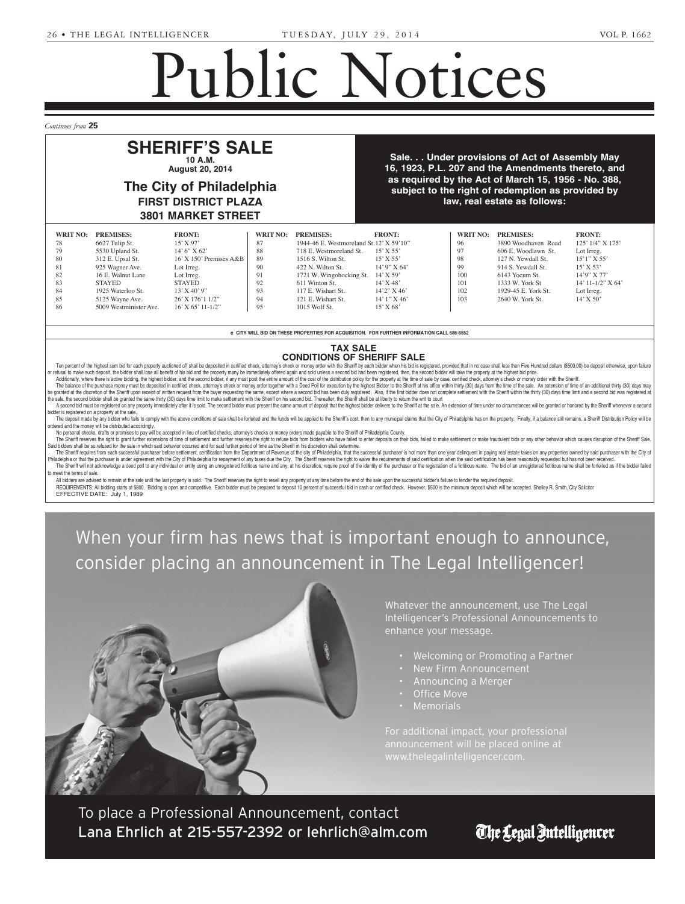# Public Notices

*Continues from* **25**

## SHERIFF'S SALE

**10 A.M.**
**August 20, 2014**

### The City of Philadelphia

**FIRST DISTRICT PLAZA**
**3801 MARKET STREET**

**Sale. . . Under provisions of Act of Assembly May 16, 1923, P.L. 207 and the Amendments thereto, and as required by the Act of March 15, 1956 - No. 388, subject to the right of redemption as provided by law, real estate as follows:**

| WRIT NO: | PREMISES: | FRONT: |
|---|---|---|
| 78 | 6627 Tulip St. | 15' X 97' |
| 79 | 5530 Upland St. | 14' 6" X 62' |
| 80 | 312 E. Upsal St. | 16' X 150' Premises A&B |
| 81 | 925 Wagner Ave. | Lot Irreg. |
| 82 | 16 E. Walnut Lane | Lot Irreg. |
| 83 | STAYED | STAYED |
| 84 | 1925 Waterloo St. | 13' X 40' 9" |
| 85 | 5125 Wayne Ave. | 26' X 176'1 1/2" |
| 86 | 5009 Westminister Ave. | 16' X 65' 11-1/2" |
| 87 | 1944-46 E. Westmoreland St. | 12' X 59'10" |
| 88 | 718 E. Westmoreland St. | 15' X 55' |
| 89 | 1516 S. Wilton St. | 15' X 55' |
| 90 | 422 N. Wilton St. | 14' 9" X 64' |
| 91 | 1721 W. Wingohocking St. | 14' X 59' |
| 92 | 611 Winton St. | 14' X 48' |
| 93 | 117 E. Wishart St. | 14'2" X 46' |
| 94 | 121 E. Wishart St. | 14' 1" X 46' |
| 95 | 1015 Wolf St. | 15' X 68' |
| 96 | 3890 Woodhaven Road | 125' 1/4" X 175' |
| 97 | 606 E. Woodlawn St. | Lot Irreg. |
| 98 | 127 N. Yewdall St. | 15'1" X 55' |
| 99 | 914 S. Yewdall St. | 15' X 53' |
| 100 | 6143 Yocum St. | 14'9" X 77' |
| 101 | 1333 W. York St | 14' 11-1/2" X 64' |
| 102 | 1929-45 E. York St. | Lot Irreg. |
| 103 | 2640 W. York St. | 14' X 50' |

e CITY WILL BID ON THESE PROPERTIES FOR ACQUISITION. FOR FURTHER INFORMATION CALL 686-6552

### TAX SALE
### CONDITIONS OF SHERIFF SALE

Ten percent of the highest sum bid for each property auctioned off shall be deposited in certified check, attorney's check or money order with the Sheriff by each bidder when his bid is registered, provided that in no case shall less then Five Hundred dollars ($500.00) be deposit otherwise, upon failure or refusal to make such deposit, the bidder shall lose all benefit of his bid and the property many be immediately offered again and sold unless a second bid had been registered, then, the second bidder will take the property at the highest bid price.

Additionally, where there is active bidding, the highest bidder, and the second bidder, if any must post the entire amount of the cost of the distribution policy for the property at the time of sale by case, certified check, attorney's check or money order with the Sheriff.

The balance of the purchase money must be deposited in certified check, attorney's check or money order together with a Deed Poll for execution by the highest Bidder to the Sheriff at his office within thirty (30) days from the time of the sale. An extension of time of an additional thirty (30) days may be granted at the discretion of the Sheriff upon receipt of written request from the buyer requesting the same, except where a second bid has been duly registered, Also, if the first bidder does not complete settlement with the Sheriff within the thirty (30) days time limit and a second bid was registered at the sale, the second bidder shall be granted the same thirty (30) days time limit to make settlement with the Sheriff on his second bid. Thereafter, the Sheriff shall be at liberty to return the writ to court

A second bid must be registered on any property immediately after it is sold. The second bidder must present the same amount of deposit that the highest bidder delivers to the Sheriff at the sale. An extension of time under no circumstances will be granted or honored by the Sheriff whenever a second bidder is registered on a property at the sale.

The deposit made by any bidder who fails to comply with the above conditions of sale shall be forfeited and the funds will be applied to the Sheriff's cost, then to any municipal claims that the City of Philadelphia has on the property. Finally, if a balance still remains, a Sheriff Distribution Policy will be ordered and the money will be distributed accordingly.

No personal checks, drafts or promises to pay will be accepted in lieu of certified checks, attorney's checks or money orders made payable to the Sheriff of Philadelphia County.

The Sheriff reserves the right to grant further extensions of time of settlement and further reserves the right to refuse bids from bidders who have failed to enter deposits on their bids, failed to make settlement or make fraudulent bids or any other behavior which causes disruption of the Sheriff Sale. Said bidders shall be so refused for the sale in which said behavior occurred and for said further period of time as the Sheriff in his discretion shall determine.

The Sheriff requires from each successful purchaser before settlement, certification from the Department of Revenue of the city of Philadelphia, that the successful purchaser is not more than one year delinquent in paying real estate taxes on any properties owned by said purchaser with the City of Philadelphia or that the purchaser is under agreement with the City of Philadelphia for repayment of any taxes due the City. The Sheriff reserves the right to waive the requirements of said certification when the said certification has been reasonably requested but has not been received.

The Sheriff will not acknowledge a deed poll to any individual or entity using an unregistered fictitious name and any, at his discretion, require proof of the identity of the purchaser or the registration of a fictitious name. The bid of an unregistered fictitious name shall be forfeited as if the bidder failed to meet the terms of sale.

All bidders are advised to remain at the sale until the last property is sold. The Sheriff reserves the right to resell any property at any time before the end of the sale upon the successful bidder's failure to tender the required deposit.

REQUIREMENTS: All bidding starts at $800. Bidding is open and competitive. Each bidder must be prepared to deposit 10 percent of successful bid in cash or certified check. However, $500 is the minimum deposit which will be accepted. Shelley R. Smith, City Solicitor

EFFECTIVE DATE: July 1, 1989

---

When your firm has news that is important enough to announce, consider placing an announcement in The Legal Intelligencer!

Whatever the announcement, use The Legal Intelligencer's Professional Announcements to enhance your message.

- Welcoming or Promoting a Partner
- New Firm Announcement
- Announcing a Merger
- Office Move
- Memorials

For additional impact, your professional announcement will be placed online at www.thelegalintelligencer.com.

To place a Professional Announcement, contact
Lana Ehrlich at 215-557-2392 or lehrlich@alm.com

The Legal Intelligencer